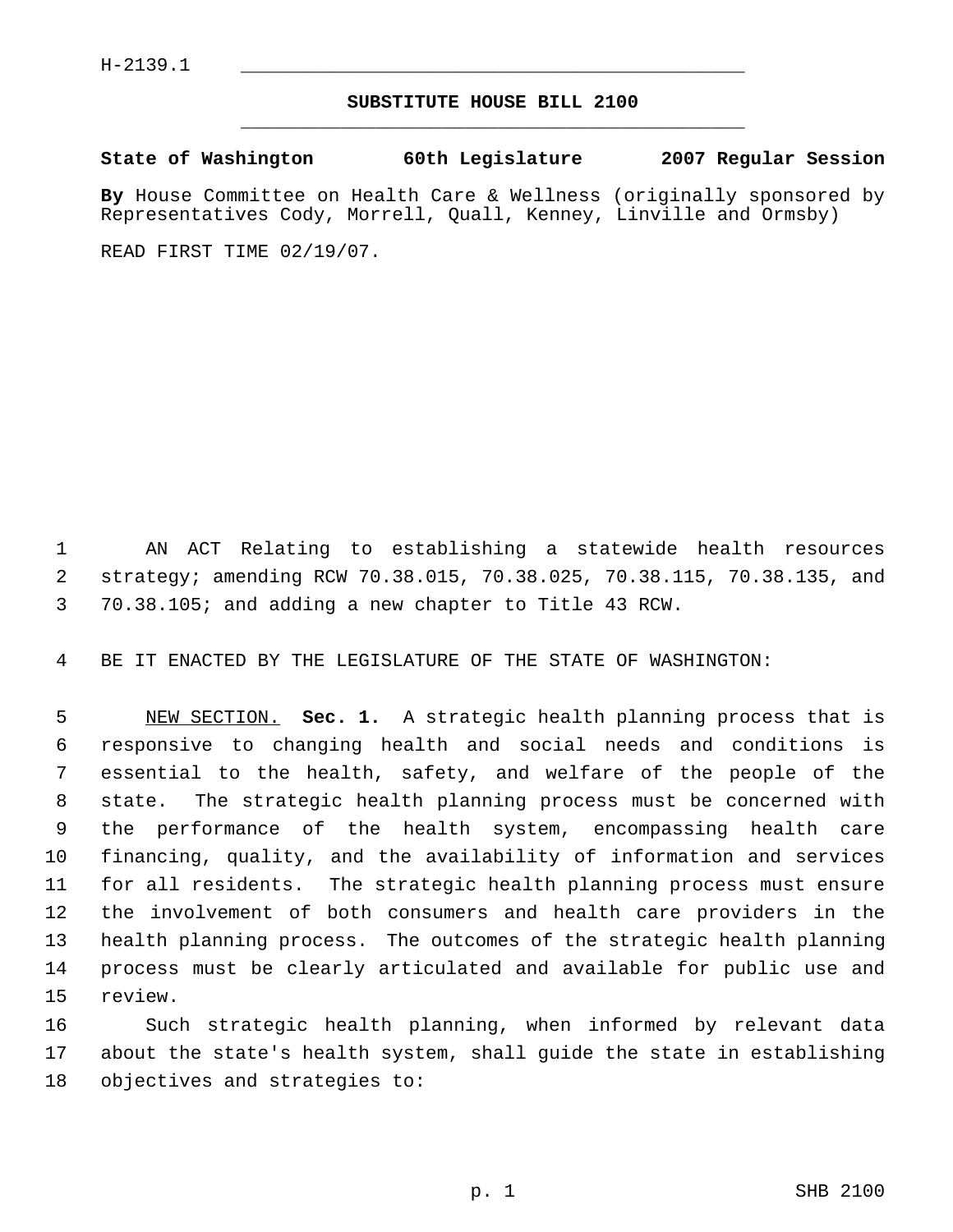H-2139.1

# SUBSTITUTE HOUSE BILL 2100

**State of Washington 60th Legislature 2007 Regular Session**

**By** House Committee on Health Care & Wellness (originally sponsored by Representatives Cody, Morrell, Quall, Kenney, Linville and Ormsby)

READ FIRST TIME 02/19/07.

AN ACT Relating to establishing a statewide health resources strategy; amending RCW 70.38.015, 70.38.025, 70.38.115, 70.38.135, and 70.38.105; and adding a new chapter to Title 43 RCW.

BE IT ENACTED BY THE LEGISLATURE OF THE STATE OF WASHINGTON:

NEW SECTION. **Sec. 1.** A strategic health planning process that is responsive to changing health and social needs and conditions is essential to the health, safety, and welfare of the people of the state. The strategic health planning process must be concerned with the performance of the health system, encompassing health care financing, quality, and the availability of information and services for all residents. The strategic health planning process must ensure the involvement of both consumers and health care providers in the health planning process. The outcomes of the strategic health planning process must be clearly articulated and available for public use and review.

Such strategic health planning, when informed by relevant data about the state's health system, shall guide the state in establishing objectives and strategies to: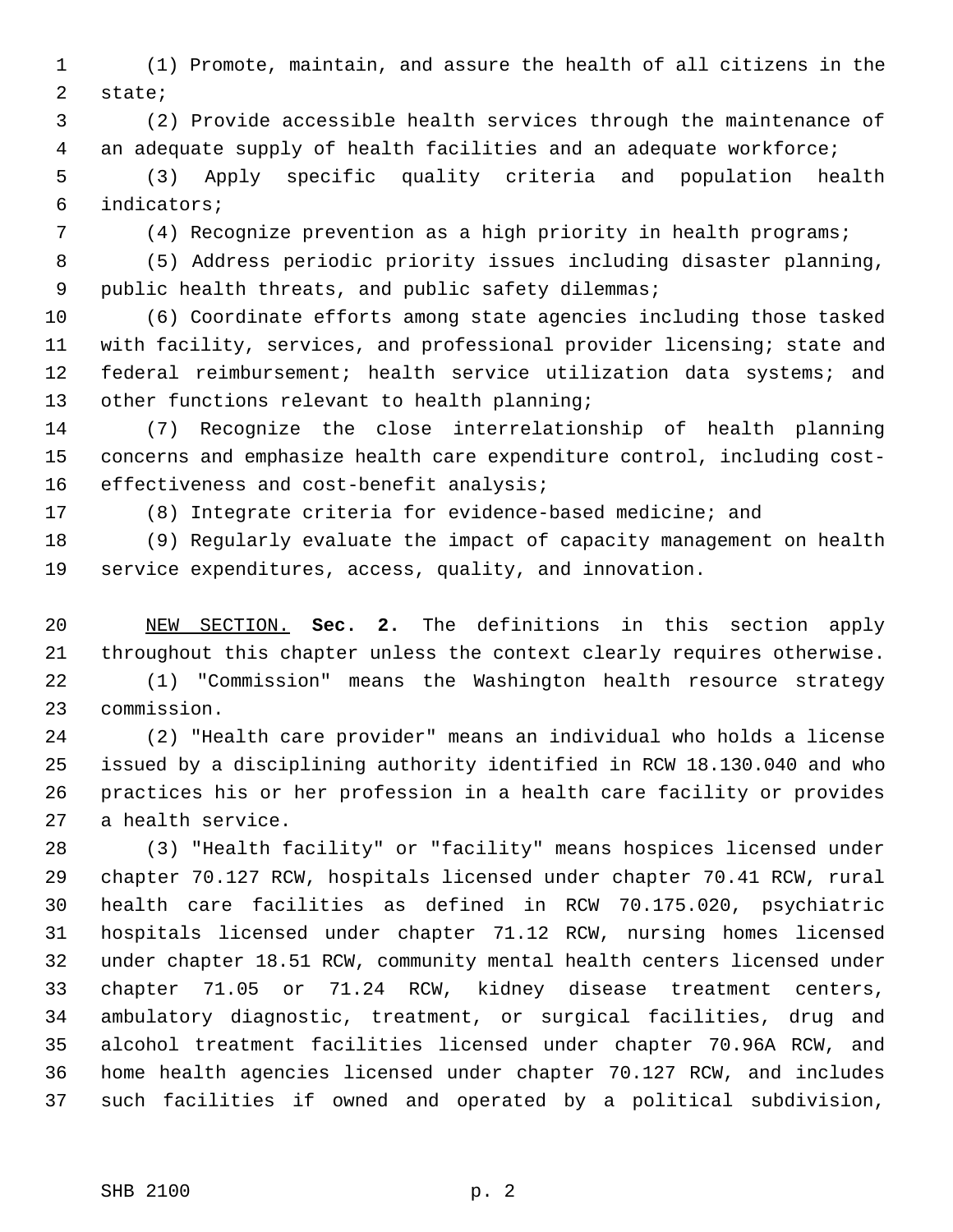(1) Promote, maintain, and assure the health of all citizens in the state;

(2) Provide accessible health services through the maintenance of an adequate supply of health facilities and an adequate workforce;

(3) Apply specific quality criteria and population health indicators;

(4) Recognize prevention as a high priority in health programs;

(5) Address periodic priority issues including disaster planning, public health threats, and public safety dilemmas;

(6) Coordinate efforts among state agencies including those tasked with facility, services, and professional provider licensing; state and federal reimbursement; health service utilization data systems; and other functions relevant to health planning;

(7) Recognize the close interrelationship of health planning concerns and emphasize health care expenditure control, including cost-effectiveness and cost-benefit analysis;

(8) Integrate criteria for evidence-based medicine; and

(9) Regularly evaluate the impact of capacity management on health service expenditures, access, quality, and innovation.

NEW SECTION. **Sec. 2.** The definitions in this section apply throughout this chapter unless the context clearly requires otherwise.

(1) "Commission" means the Washington health resource strategy commission.

(2) "Health care provider" means an individual who holds a license issued by a disciplining authority identified in RCW 18.130.040 and who practices his or her profession in a health care facility or provides a health service.

(3) "Health facility" or "facility" means hospices licensed under chapter 70.127 RCW, hospitals licensed under chapter 70.41 RCW, rural health care facilities as defined in RCW 70.175.020, psychiatric hospitals licensed under chapter 71.12 RCW, nursing homes licensed under chapter 18.51 RCW, community mental health centers licensed under chapter 71.05 or 71.24 RCW, kidney disease treatment centers, ambulatory diagnostic, treatment, or surgical facilities, drug and alcohol treatment facilities licensed under chapter 70.96A RCW, and home health agencies licensed under chapter 70.127 RCW, and includes such facilities if owned and operated by a political subdivision,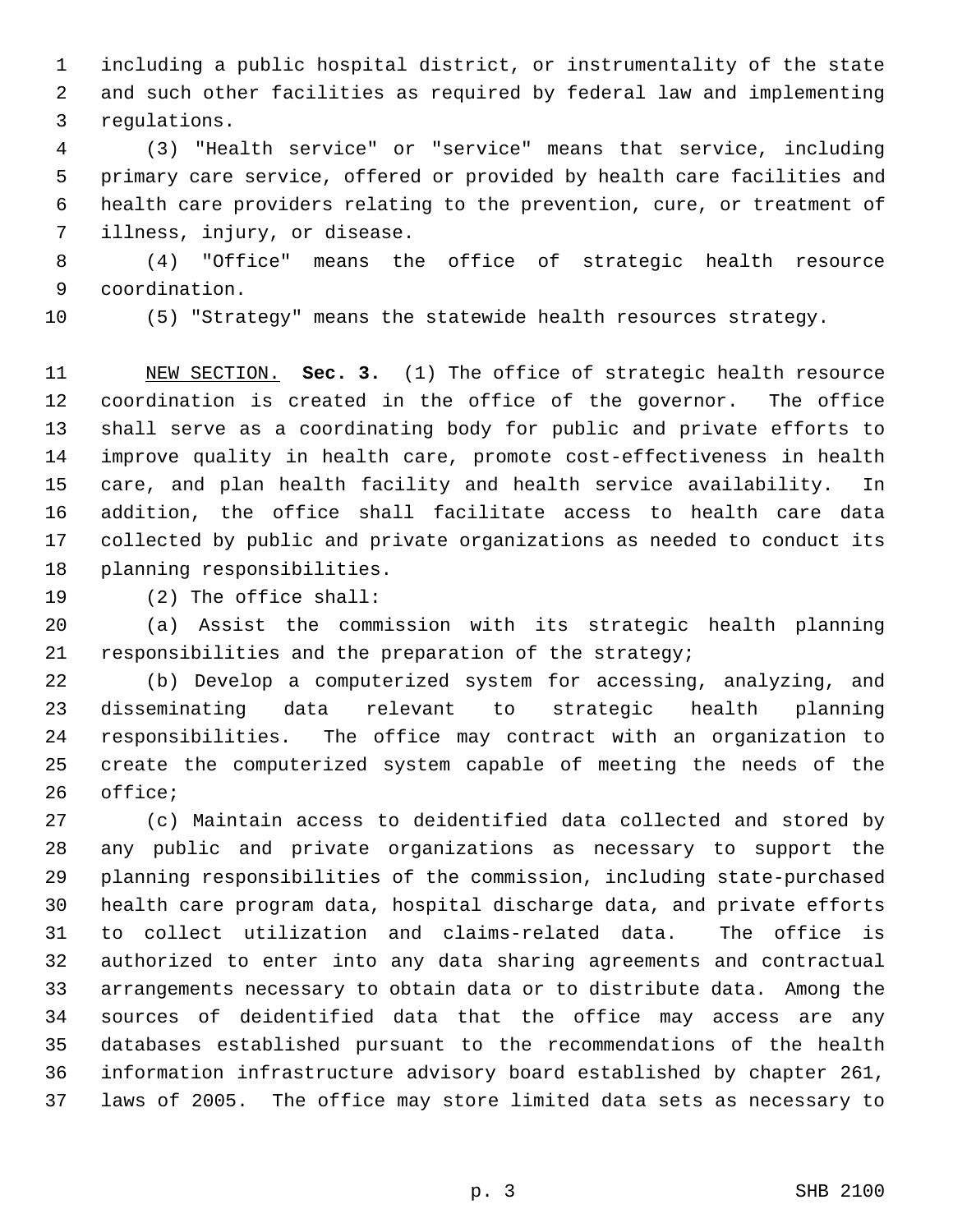including a public hospital district, or instrumentality of the state and such other facilities as required by federal law and implementing regulations.

(3) "Health service" or "service" means that service, including primary care service, offered or provided by health care facilities and health care providers relating to the prevention, cure, or treatment of illness, injury, or disease.

(4) "Office" means the office of strategic health resource coordination.

(5) "Strategy" means the statewide health resources strategy.

NEW SECTION. **Sec. 3.** (1) The office of strategic health resource coordination is created in the office of the governor. The office shall serve as a coordinating body for public and private efforts to improve quality in health care, promote cost-effectiveness in health care, and plan health facility and health service availability. In addition, the office shall facilitate access to health care data collected by public and private organizations as needed to conduct its planning responsibilities.

(2) The office shall:

(a) Assist the commission with its strategic health planning responsibilities and the preparation of the strategy;

(b) Develop a computerized system for accessing, analyzing, and disseminating data relevant to strategic health planning responsibilities. The office may contract with an organization to create the computerized system capable of meeting the needs of the office;

(c) Maintain access to deidentified data collected and stored by any public and private organizations as necessary to support the planning responsibilities of the commission, including state-purchased health care program data, hospital discharge data, and private efforts to collect utilization and claims-related data. The office is authorized to enter into any data sharing agreements and contractual arrangements necessary to obtain data or to distribute data. Among the sources of deidentified data that the office may access are any databases established pursuant to the recommendations of the health information infrastructure advisory board established by chapter 261, laws of 2005. The office may store limited data sets as necessary to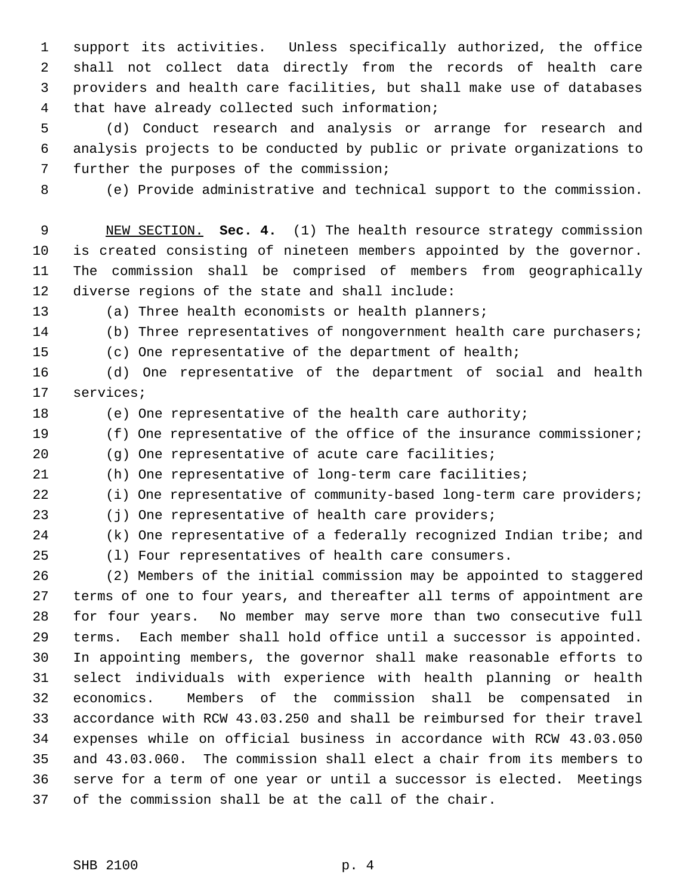support its activities. Unless specifically authorized, the office shall not collect data directly from the records of health care providers and health care facilities, but shall make use of databases that have already collected such information;

(d) Conduct research and analysis or arrange for research and analysis projects to be conducted by public or private organizations to further the purposes of the commission;

(e) Provide administrative and technical support to the commission.

NEW SECTION. **Sec. 4.** (1) The health resource strategy commission is created consisting of nineteen members appointed by the governor. The commission shall be comprised of members from geographically diverse regions of the state and shall include:

(a) Three health economists or health planners;

(b) Three representatives of nongovernment health care purchasers;

(c) One representative of the department of health;

(d) One representative of the department of social and health services;

(e) One representative of the health care authority;

(f) One representative of the office of the insurance commissioner;

(g) One representative of acute care facilities;

(h) One representative of long-term care facilities;

(i) One representative of community-based long-term care providers;

(j) One representative of health care providers;

(k) One representative of a federally recognized Indian tribe; and

(l) Four representatives of health care consumers.

(2) Members of the initial commission may be appointed to staggered terms of one to four years, and thereafter all terms of appointment are for four years. No member may serve more than two consecutive full terms. Each member shall hold office until a successor is appointed. In appointing members, the governor shall make reasonable efforts to select individuals with experience with health planning or health economics. Members of the commission shall be compensated in accordance with RCW 43.03.250 and shall be reimbursed for their travel expenses while on official business in accordance with RCW 43.03.050 and 43.03.060. The commission shall elect a chair from its members to serve for a term of one year or until a successor is elected. Meetings of the commission shall be at the call of the chair.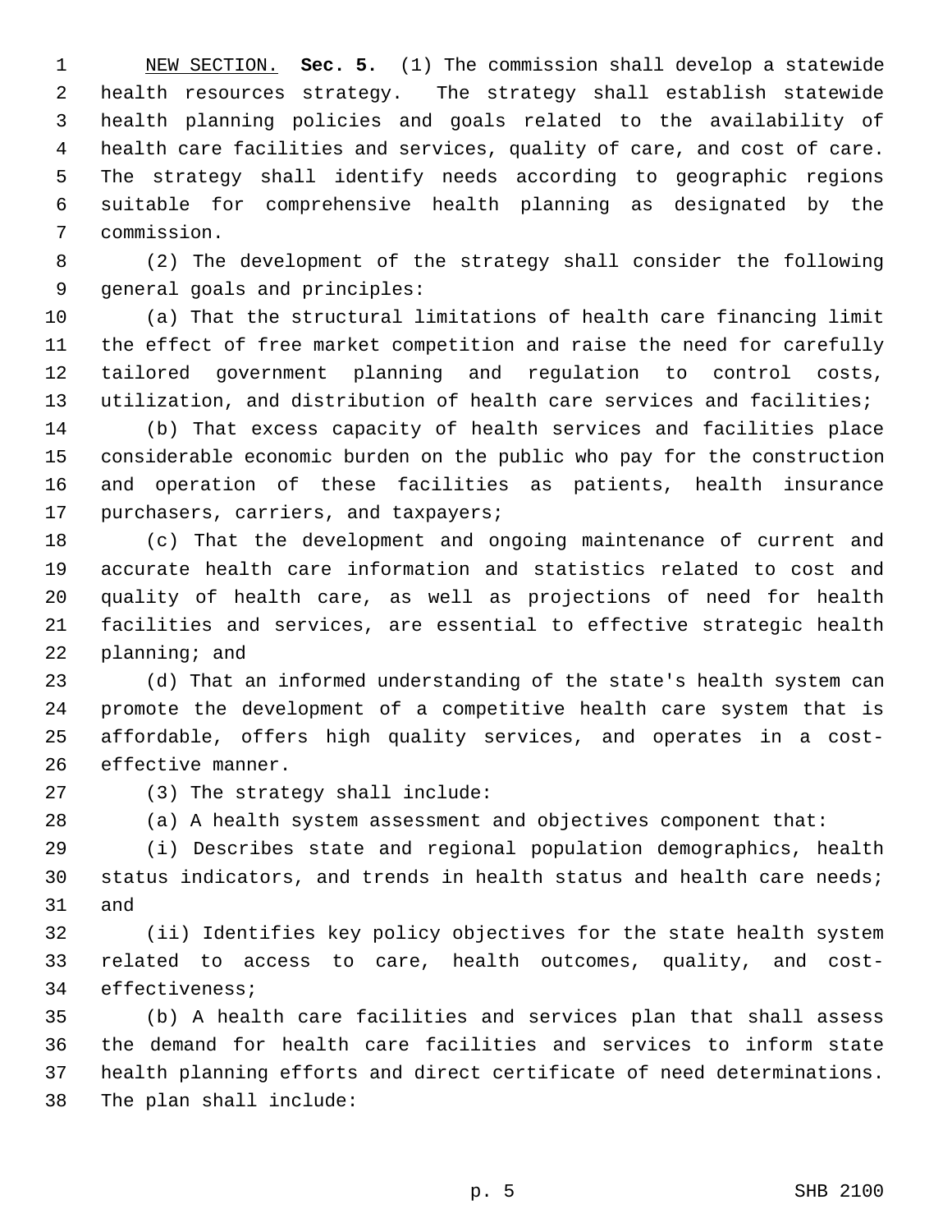NEW SECTION. **Sec. 5.** (1) The commission shall develop a statewide health resources strategy. The strategy shall establish statewide health planning policies and goals related to the availability of health care facilities and services, quality of care, and cost of care. The strategy shall identify needs according to geographic regions suitable for comprehensive health planning as designated by the commission.

(2) The development of the strategy shall consider the following general goals and principles:

(a) That the structural limitations of health care financing limit the effect of free market competition and raise the need for carefully tailored government planning and regulation to control costs, utilization, and distribution of health care services and facilities;

(b) That excess capacity of health services and facilities place considerable economic burden on the public who pay for the construction and operation of these facilities as patients, health insurance purchasers, carriers, and taxpayers;

(c) That the development and ongoing maintenance of current and accurate health care information and statistics related to cost and quality of health care, as well as projections of need for health facilities and services, are essential to effective strategic health planning; and

(d) That an informed understanding of the state's health system can promote the development of a competitive health care system that is affordable, offers high quality services, and operates in a cost-effective manner.

(3) The strategy shall include:

(a) A health system assessment and objectives component that:

(i) Describes state and regional population demographics, health status indicators, and trends in health status and health care needs; and

(ii) Identifies key policy objectives for the state health system related to access to care, health outcomes, quality, and cost-effectiveness;

(b) A health care facilities and services plan that shall assess the demand for health care facilities and services to inform state health planning efforts and direct certificate of need determinations. The plan shall include: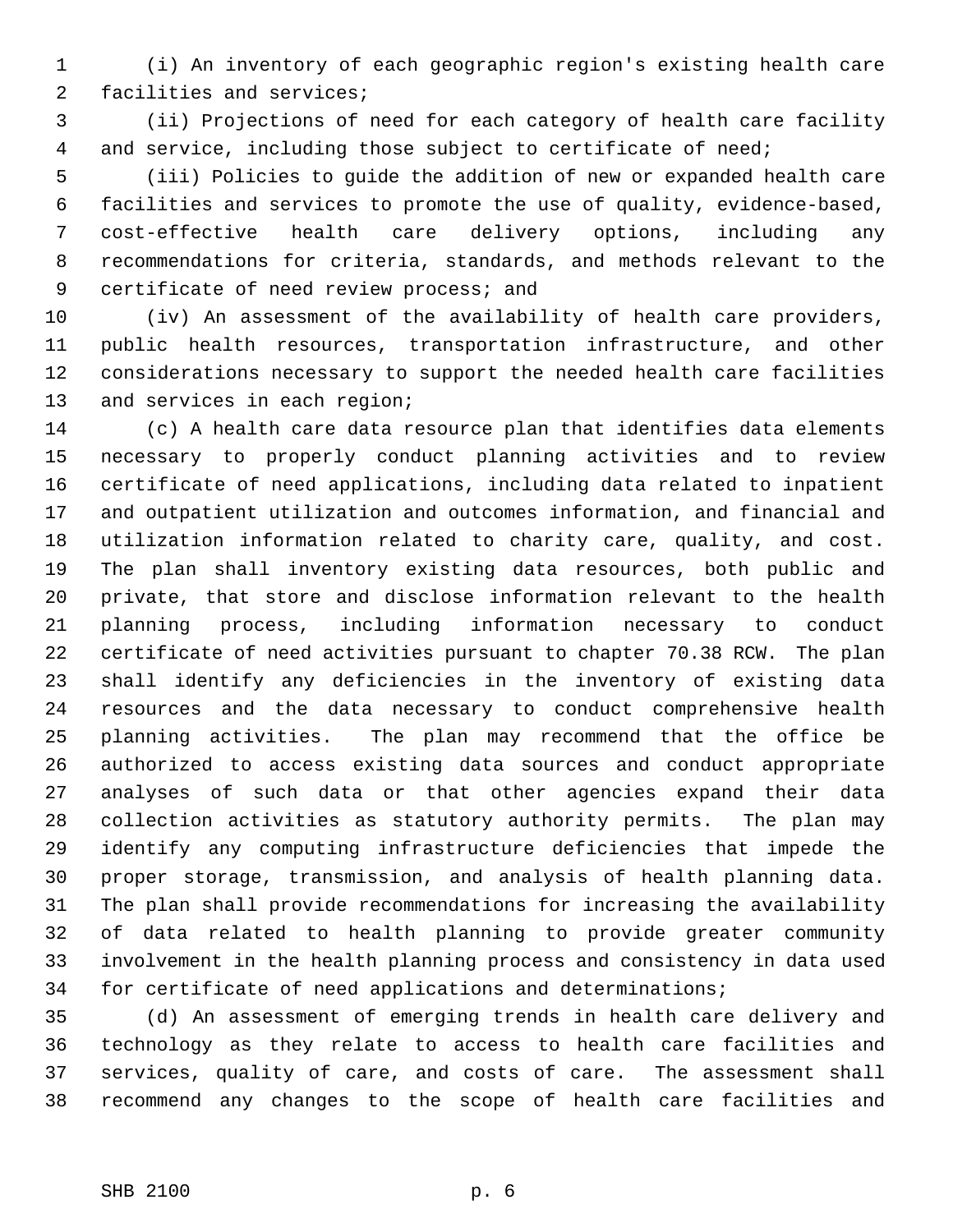(i) An inventory of each geographic region's existing health care facilities and services;

(ii) Projections of need for each category of health care facility and service, including those subject to certificate of need;

(iii) Policies to guide the addition of new or expanded health care facilities and services to promote the use of quality, evidence-based, cost-effective health care delivery options, including any recommendations for criteria, standards, and methods relevant to the certificate of need review process; and

(iv) An assessment of the availability of health care providers, public health resources, transportation infrastructure, and other considerations necessary to support the needed health care facilities and services in each region;

(c) A health care data resource plan that identifies data elements necessary to properly conduct planning activities and to review certificate of need applications, including data related to inpatient and outpatient utilization and outcomes information, and financial and utilization information related to charity care, quality, and cost. The plan shall inventory existing data resources, both public and private, that store and disclose information relevant to the health planning process, including information necessary to conduct certificate of need activities pursuant to chapter 70.38 RCW. The plan shall identify any deficiencies in the inventory of existing data resources and the data necessary to conduct comprehensive health planning activities. The plan may recommend that the office be authorized to access existing data sources and conduct appropriate analyses of such data or that other agencies expand their data collection activities as statutory authority permits. The plan may identify any computing infrastructure deficiencies that impede the proper storage, transmission, and analysis of health planning data. The plan shall provide recommendations for increasing the availability of data related to health planning to provide greater community involvement in the health planning process and consistency in data used for certificate of need applications and determinations;

(d) An assessment of emerging trends in health care delivery and technology as they relate to access to health care facilities and services, quality of care, and costs of care. The assessment shall recommend any changes to the scope of health care facilities and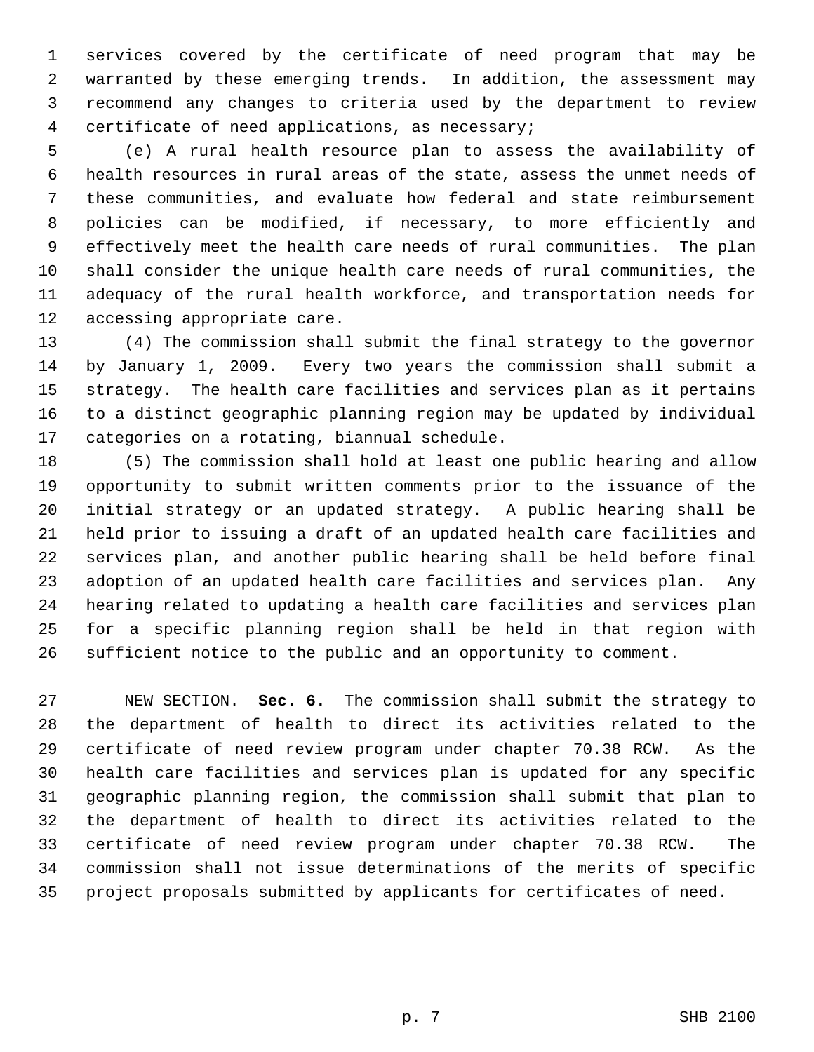services covered by the certificate of need program that may be warranted by these emerging trends. In addition, the assessment may recommend any changes to criteria used by the department to review certificate of need applications, as necessary;

(e) A rural health resource plan to assess the availability of health resources in rural areas of the state, assess the unmet needs of these communities, and evaluate how federal and state reimbursement policies can be modified, if necessary, to more efficiently and effectively meet the health care needs of rural communities. The plan shall consider the unique health care needs of rural communities, the adequacy of the rural health workforce, and transportation needs for accessing appropriate care.

(4) The commission shall submit the final strategy to the governor by January 1, 2009. Every two years the commission shall submit a strategy. The health care facilities and services plan as it pertains to a distinct geographic planning region may be updated by individual categories on a rotating, biannual schedule.

(5) The commission shall hold at least one public hearing and allow opportunity to submit written comments prior to the issuance of the initial strategy or an updated strategy. A public hearing shall be held prior to issuing a draft of an updated health care facilities and services plan, and another public hearing shall be held before final adoption of an updated health care facilities and services plan. Any hearing related to updating a health care facilities and services plan for a specific planning region shall be held in that region with sufficient notice to the public and an opportunity to comment.

NEW SECTION. **Sec. 6.** The commission shall submit the strategy to the department of health to direct its activities related to the certificate of need review program under chapter 70.38 RCW. As the health care facilities and services plan is updated for any specific geographic planning region, the commission shall submit that plan to the department of health to direct its activities related to the certificate of need review program under chapter 70.38 RCW. The commission shall not issue determinations of the merits of specific project proposals submitted by applicants for certificates of need.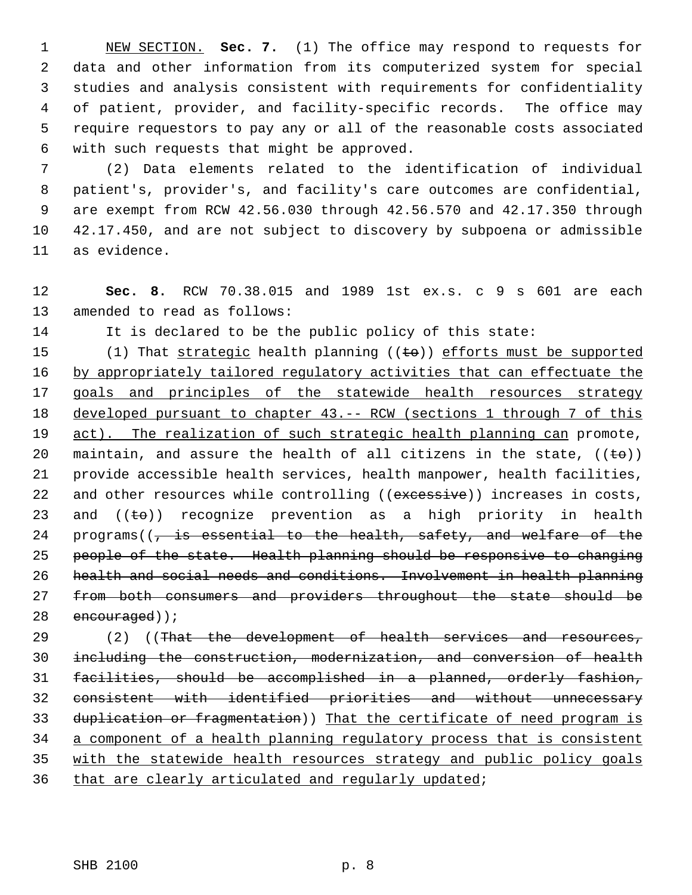NEW SECTION. **Sec. 7.** (1) The office may respond to requests for data and other information from its computerized system for special studies and analysis consistent with requirements for confidentiality of patient, provider, and facility-specific records. The office may require requestors to pay any or all of the reasonable costs associated with such requests that might be approved.

(2) Data elements related to the identification of individual patient's, provider's, and facility's care outcomes are confidential, are exempt from RCW 42.56.030 through 42.56.570 and 42.17.350 through 42.17.450, and are not subject to discovery by subpoena or admissible as evidence.

**Sec. 8.** RCW 70.38.015 and 1989 1st ex.s. c 9 s 601 are each amended to read as follows:

It is declared to be the public policy of this state:

(1) That strategic health planning ((~~to~~)) efforts must be supported by appropriately tailored regulatory activities that can effectuate the goals and principles of the statewide health resources strategy developed pursuant to chapter 43.-- RCW (sections 1 through 7 of this act). The realization of such strategic health planning can promote, maintain, and assure the health of all citizens in the state, ((~~to~~)) provide accessible health services, health manpower, health facilities, and other resources while controlling ((~~excessive~~)) increases in costs, and ((~~to~~)) recognize prevention as a high priority in health programs((~~, is essential to the health, safety, and welfare of the people of the state. Health planning should be responsive to changing health and social needs and conditions. Involvement in health planning from both consumers and providers throughout the state should be encouraged~~));

(2) ((~~That the development of health services and resources, including the construction, modernization, and conversion of health facilities, should be accomplished in a planned, orderly fashion, consistent with identified priorities and without unnecessary duplication or fragmentation~~)) That the certificate of need program is a component of a health planning regulatory process that is consistent with the statewide health resources strategy and public policy goals that are clearly articulated and regularly updated;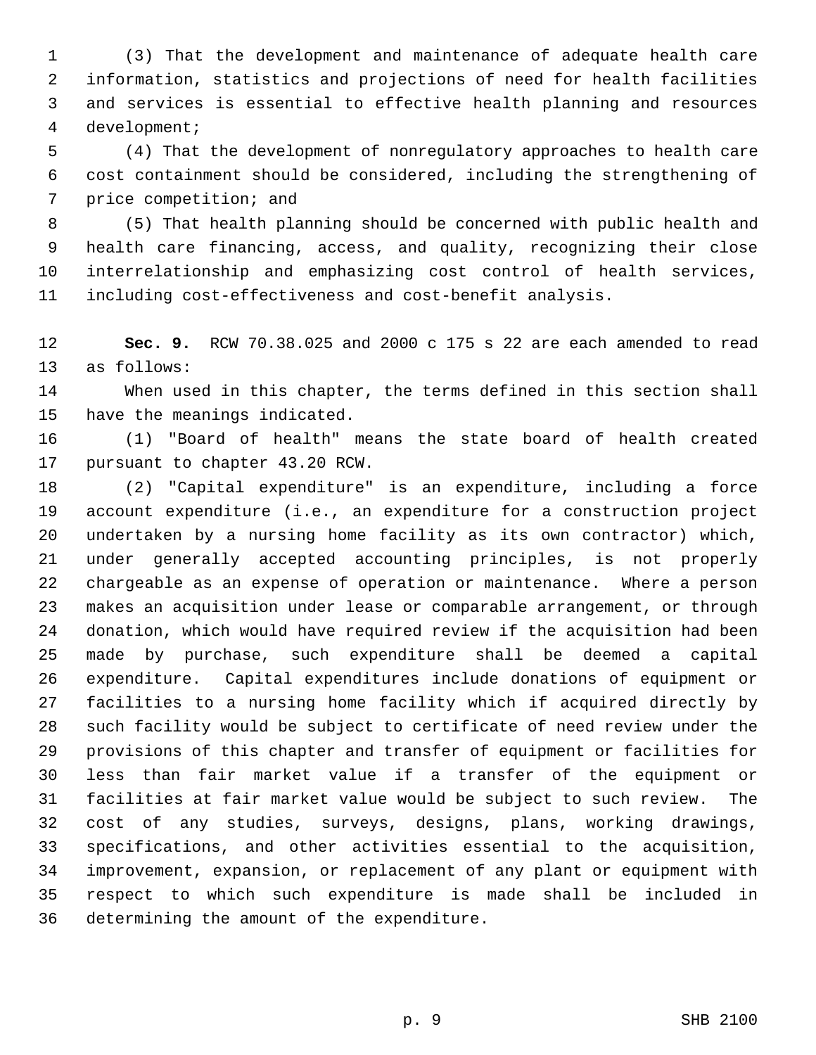(3) That the development and maintenance of adequate health care information, statistics and projections of need for health facilities and services is essential to effective health planning and resources development;

(4) That the development of nonregulatory approaches to health care cost containment should be considered, including the strengthening of price competition; and

(5) That health planning should be concerned with public health and health care financing, access, and quality, recognizing their close interrelationship and emphasizing cost control of health services, including cost-effectiveness and cost-benefit analysis.

**Sec. 9.** RCW 70.38.025 and 2000 c 175 s 22 are each amended to read as follows:

When used in this chapter, the terms defined in this section shall have the meanings indicated.

(1) "Board of health" means the state board of health created pursuant to chapter 43.20 RCW.

(2) "Capital expenditure" is an expenditure, including a force account expenditure (i.e., an expenditure for a construction project undertaken by a nursing home facility as its own contractor) which, under generally accepted accounting principles, is not properly chargeable as an expense of operation or maintenance. Where a person makes an acquisition under lease or comparable arrangement, or through donation, which would have required review if the acquisition had been made by purchase, such expenditure shall be deemed a capital expenditure. Capital expenditures include donations of equipment or facilities to a nursing home facility which if acquired directly by such facility would be subject to certificate of need review under the provisions of this chapter and transfer of equipment or facilities for less than fair market value if a transfer of the equipment or facilities at fair market value would be subject to such review. The cost of any studies, surveys, designs, plans, working drawings, specifications, and other activities essential to the acquisition, improvement, expansion, or replacement of any plant or equipment with respect to which such expenditure is made shall be included in determining the amount of the expenditure.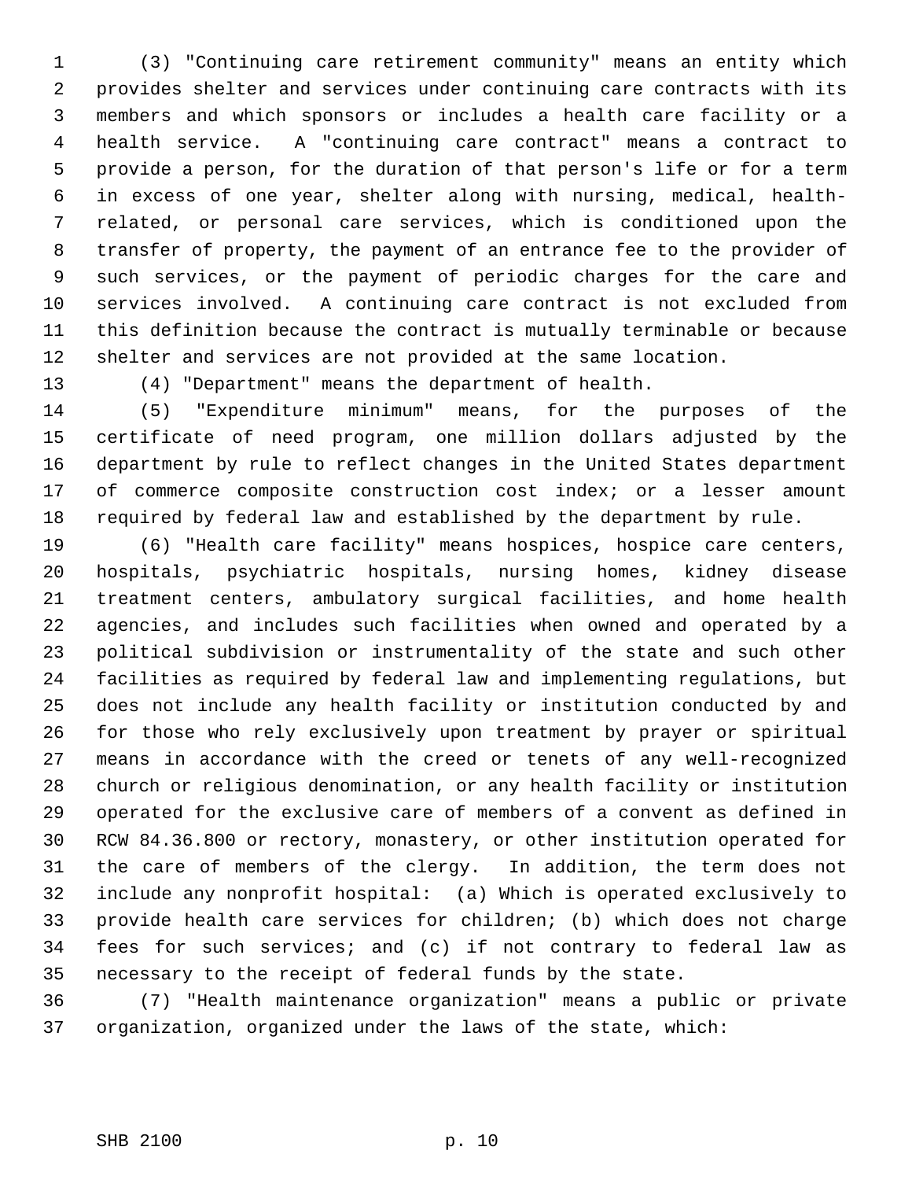(3) "Continuing care retirement community" means an entity which provides shelter and services under continuing care contracts with its members and which sponsors or includes a health care facility or a health service. A "continuing care contract" means a contract to provide a person, for the duration of that person's life or for a term in excess of one year, shelter along with nursing, medical, health-related, or personal care services, which is conditioned upon the transfer of property, the payment of an entrance fee to the provider of such services, or the payment of periodic charges for the care and services involved. A continuing care contract is not excluded from this definition because the contract is mutually terminable or because shelter and services are not provided at the same location.

(4) "Department" means the department of health.

(5) "Expenditure minimum" means, for the purposes of the certificate of need program, one million dollars adjusted by the department by rule to reflect changes in the United States department of commerce composite construction cost index; or a lesser amount required by federal law and established by the department by rule.

(6) "Health care facility" means hospices, hospice care centers, hospitals, psychiatric hospitals, nursing homes, kidney disease treatment centers, ambulatory surgical facilities, and home health agencies, and includes such facilities when owned and operated by a political subdivision or instrumentality of the state and such other facilities as required by federal law and implementing regulations, but does not include any health facility or institution conducted by and for those who rely exclusively upon treatment by prayer or spiritual means in accordance with the creed or tenets of any well-recognized church or religious denomination, or any health facility or institution operated for the exclusive care of members of a convent as defined in RCW 84.36.800 or rectory, monastery, or other institution operated for the care of members of the clergy. In addition, the term does not include any nonprofit hospital: (a) Which is operated exclusively to provide health care services for children; (b) which does not charge fees for such services; and (c) if not contrary to federal law as necessary to the receipt of federal funds by the state.

(7) "Health maintenance organization" means a public or private organization, organized under the laws of the state, which: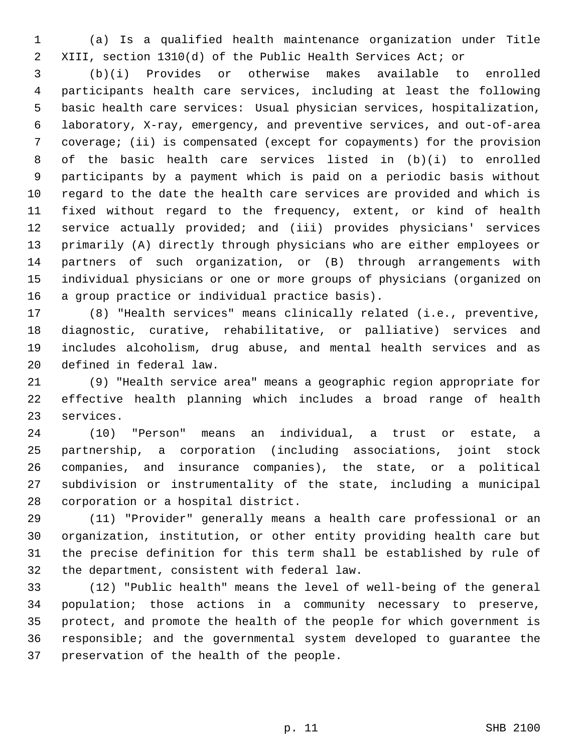(a) Is a qualified health maintenance organization under Title XIII, section 1310(d) of the Public Health Services Act; or

(b)(i) Provides or otherwise makes available to enrolled participants health care services, including at least the following basic health care services: Usual physician services, hospitalization, laboratory, X-ray, emergency, and preventive services, and out-of-area coverage; (ii) is compensated (except for copayments) for the provision of the basic health care services listed in (b)(i) to enrolled participants by a payment which is paid on a periodic basis without regard to the date the health care services are provided and which is fixed without regard to the frequency, extent, or kind of health service actually provided; and (iii) provides physicians' services primarily (A) directly through physicians who are either employees or partners of such organization, or (B) through arrangements with individual physicians or one or more groups of physicians (organized on a group practice or individual practice basis).

(8) "Health services" means clinically related (i.e., preventive, diagnostic, curative, rehabilitative, or palliative) services and includes alcoholism, drug abuse, and mental health services and as defined in federal law.

(9) "Health service area" means a geographic region appropriate for effective health planning which includes a broad range of health services.

(10) "Person" means an individual, a trust or estate, a partnership, a corporation (including associations, joint stock companies, and insurance companies), the state, or a political subdivision or instrumentality of the state, including a municipal corporation or a hospital district.

(11) "Provider" generally means a health care professional or an organization, institution, or other entity providing health care but the precise definition for this term shall be established by rule of the department, consistent with federal law.

(12) "Public health" means the level of well-being of the general population; those actions in a community necessary to preserve, protect, and promote the health of the people for which government is responsible; and the governmental system developed to guarantee the preservation of the health of the people.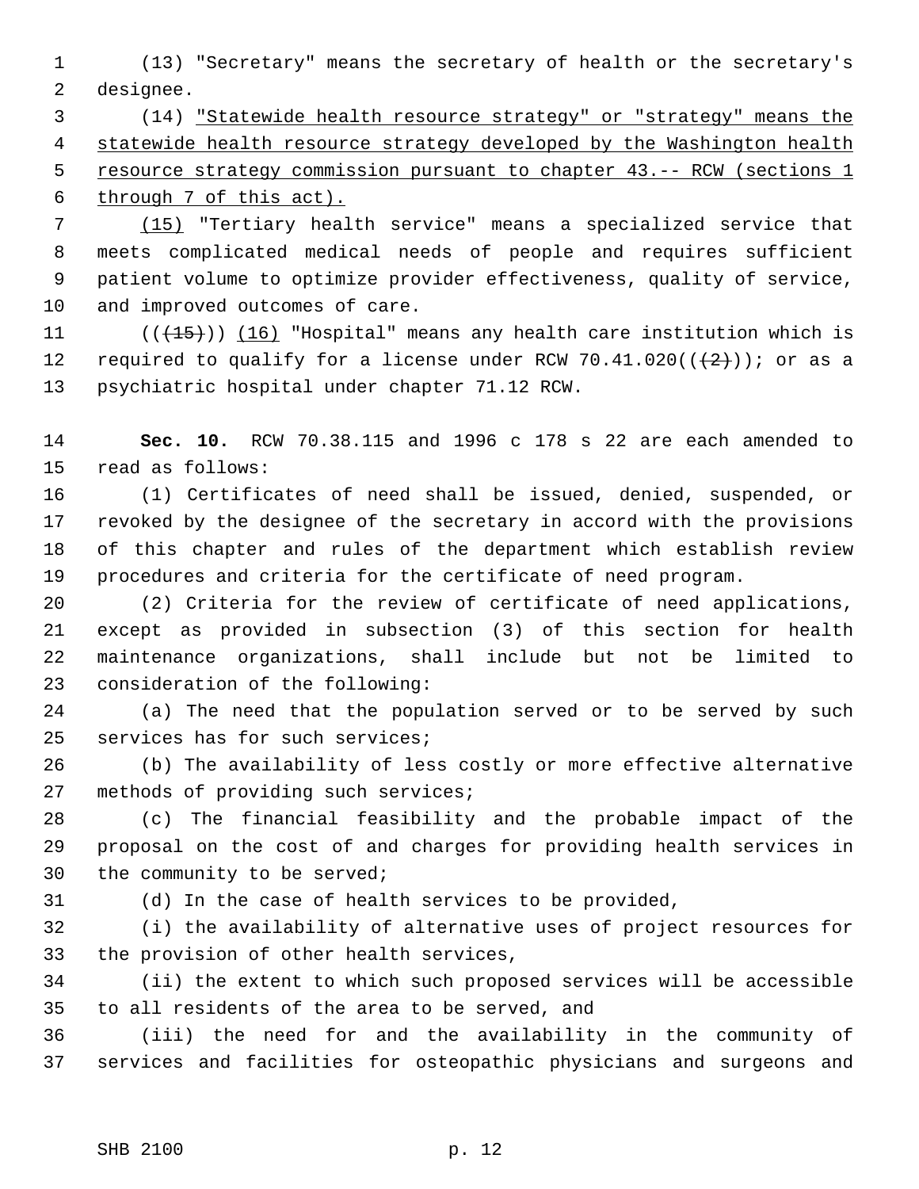(13) "Secretary" means the secretary of health or the secretary's designee.

(14) <u>"Statewide health resource strategy" or "strategy" means the statewide health resource strategy developed by the Washington health resource strategy commission pursuant to chapter 43.-- RCW (sections 1 through 7 of this act).</u>

<u>(15)</u> "Tertiary health service" means a specialized service that meets complicated medical needs of people and requires sufficient patient volume to optimize provider effectiveness, quality of service, and improved outcomes of care.

((~~(15)~~)) <u>(16)</u> "Hospital" means any health care institution which is required to qualify for a license under RCW 70.41.020((~~(2)~~)); or as a psychiatric hospital under chapter 71.12 RCW.

**Sec. 10.** RCW 70.38.115 and 1996 c 178 s 22 are each amended to read as follows:

(1) Certificates of need shall be issued, denied, suspended, or revoked by the designee of the secretary in accord with the provisions of this chapter and rules of the department which establish review procedures and criteria for the certificate of need program.

(2) Criteria for the review of certificate of need applications, except as provided in subsection (3) of this section for health maintenance organizations, shall include but not be limited to consideration of the following:

(a) The need that the population served or to be served by such services has for such services;

(b) The availability of less costly or more effective alternative methods of providing such services;

(c) The financial feasibility and the probable impact of the proposal on the cost of and charges for providing health services in the community to be served;

(d) In the case of health services to be provided,

(i) the availability of alternative uses of project resources for the provision of other health services,

(ii) the extent to which such proposed services will be accessible to all residents of the area to be served, and

(iii) the need for and the availability in the community of services and facilities for osteopathic physicians and surgeons and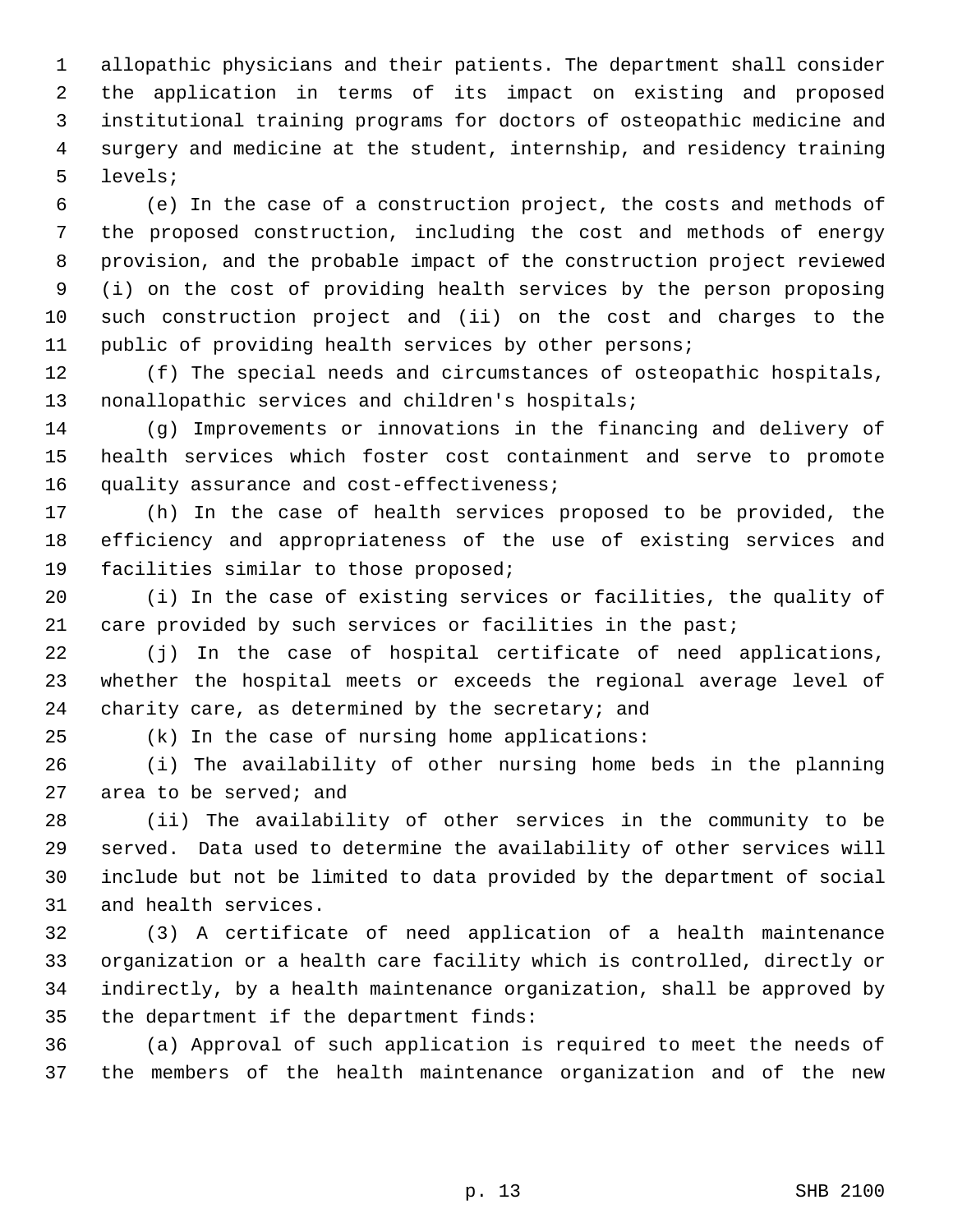allopathic physicians and their patients. The department shall consider the application in terms of its impact on existing and proposed institutional training programs for doctors of osteopathic medicine and surgery and medicine at the student, internship, and residency training levels;

(e) In the case of a construction project, the costs and methods of the proposed construction, including the cost and methods of energy provision, and the probable impact of the construction project reviewed (i) on the cost of providing health services by the person proposing such construction project and (ii) on the cost and charges to the public of providing health services by other persons;

(f) The special needs and circumstances of osteopathic hospitals, nonallopathic services and children's hospitals;

(g) Improvements or innovations in the financing and delivery of health services which foster cost containment and serve to promote quality assurance and cost-effectiveness;

(h) In the case of health services proposed to be provided, the efficiency and appropriateness of the use of existing services and facilities similar to those proposed;

(i) In the case of existing services or facilities, the quality of care provided by such services or facilities in the past;

(j) In the case of hospital certificate of need applications, whether the hospital meets or exceeds the regional average level of charity care, as determined by the secretary; and

(k) In the case of nursing home applications:

(i) The availability of other nursing home beds in the planning area to be served; and

(ii) The availability of other services in the community to be served. Data used to determine the availability of other services will include but not be limited to data provided by the department of social and health services.

(3) A certificate of need application of a health maintenance organization or a health care facility which is controlled, directly or indirectly, by a health maintenance organization, shall be approved by the department if the department finds:

(a) Approval of such application is required to meet the needs of the members of the health maintenance organization and of the new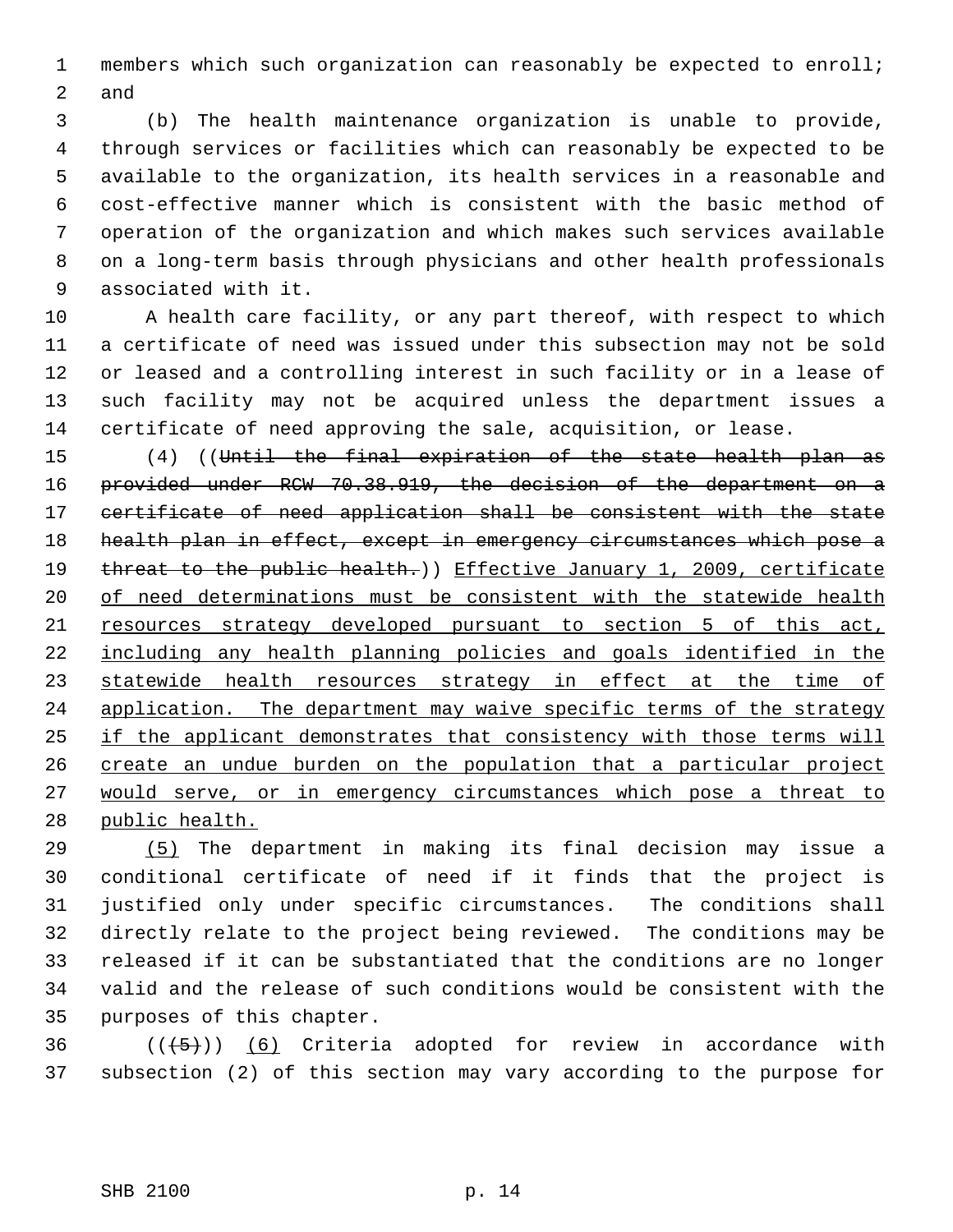members which such organization can reasonably be expected to enroll; and

(b) The health maintenance organization is unable to provide, through services or facilities which can reasonably be expected to be available to the organization, its health services in a reasonable and cost-effective manner which is consistent with the basic method of operation of the organization and which makes such services available on a long-term basis through physicians and other health professionals associated with it.

A health care facility, or any part thereof, with respect to which a certificate of need was issued under this subsection may not be sold or leased and a controlling interest in such facility or in a lease of such facility may not be acquired unless the department issues a certificate of need approving the sale, acquisition, or lease.

(4) ((~~Until the final expiration of the state health plan as provided under RCW 70.38.919, the decision of the department on a certificate of need application shall be consistent with the state health plan in effect, except in emergency circumstances which pose a threat to the public health.~~)) <u>Effective January 1, 2009, certificate of need determinations must be consistent with the statewide health resources strategy developed pursuant to section 5 of this act, including any health planning policies and goals identified in the statewide health resources strategy in effect at the time of application. The department may waive specific terms of the strategy if the applicant demonstrates that consistency with those terms will create an undue burden on the population that a particular project would serve, or in emergency circumstances which pose a threat to public health.</u>

<u>(5)</u> The department in making its final decision may issue a conditional certificate of need if it finds that the project is justified only under specific circumstances. The conditions shall directly relate to the project being reviewed. The conditions may be released if it can be substantiated that the conditions are no longer valid and the release of such conditions would be consistent with the purposes of this chapter.

((~~(5)~~)) <u>(6)</u> Criteria adopted for review in accordance with subsection (2) of this section may vary according to the purpose for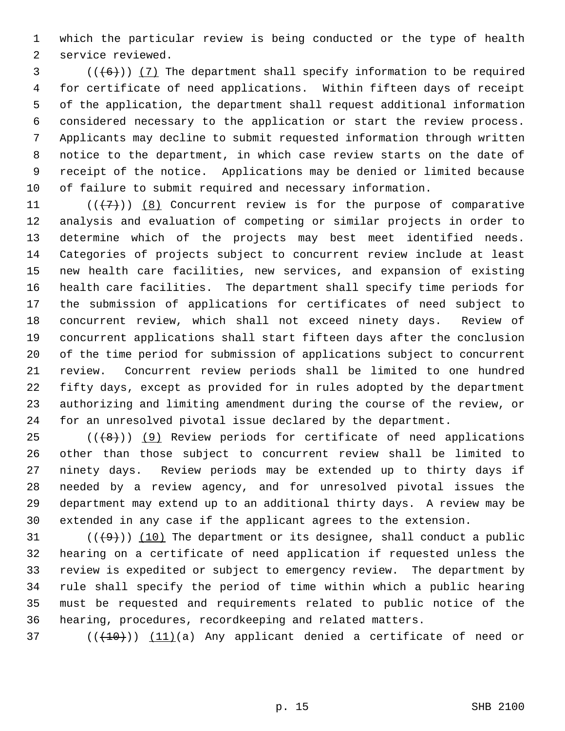which the particular review is being conducted or the type of health service reviewed.

(((6))) (7) The department shall specify information to be required for certificate of need applications. Within fifteen days of receipt of the application, the department shall request additional information considered necessary to the application or start the review process. Applicants may decline to submit requested information through written notice to the department, in which case review starts on the date of receipt of the notice. Applications may be denied or limited because of failure to submit required and necessary information.

(((7))) (8) Concurrent review is for the purpose of comparative analysis and evaluation of competing or similar projects in order to determine which of the projects may best meet identified needs. Categories of projects subject to concurrent review include at least new health care facilities, new services, and expansion of existing health care facilities. The department shall specify time periods for the submission of applications for certificates of need subject to concurrent review, which shall not exceed ninety days. Review of concurrent applications shall start fifteen days after the conclusion of the time period for submission of applications subject to concurrent review. Concurrent review periods shall be limited to one hundred fifty days, except as provided for in rules adopted by the department authorizing and limiting amendment during the course of the review, or for an unresolved pivotal issue declared by the department.

(((8))) (9) Review periods for certificate of need applications other than those subject to concurrent review shall be limited to ninety days. Review periods may be extended up to thirty days if needed by a review agency, and for unresolved pivotal issues the department may extend up to an additional thirty days. A review may be extended in any case if the applicant agrees to the extension.

(((9))) (10) The department or its designee, shall conduct a public hearing on a certificate of need application if requested unless the review is expedited or subject to emergency review. The department by rule shall specify the period of time within which a public hearing must be requested and requirements related to public notice of the hearing, procedures, recordkeeping and related matters.

(((10))) (11)(a) Any applicant denied a certificate of need or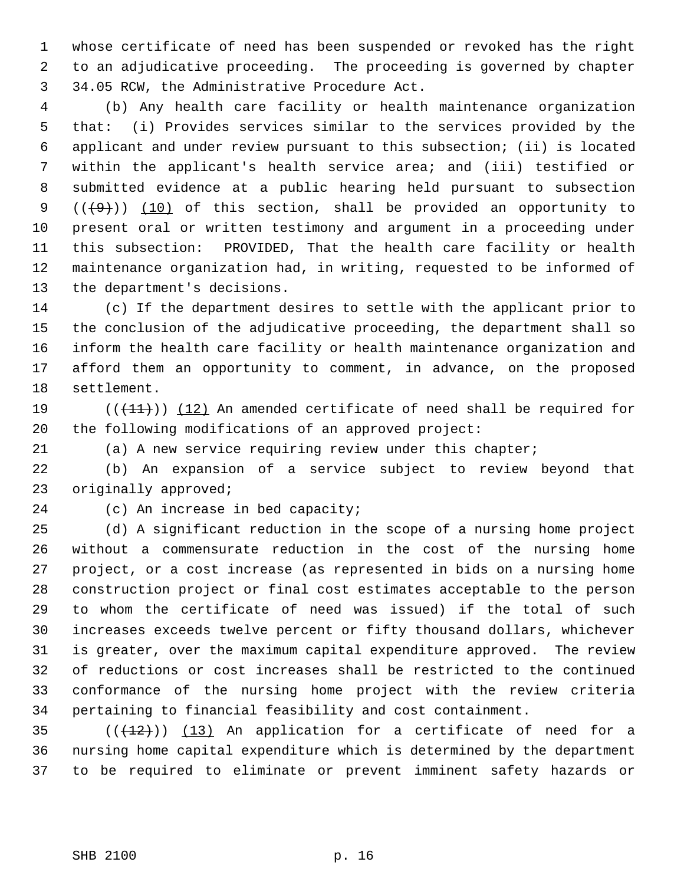whose certificate of need has been suspended or revoked has the right to an adjudicative proceeding. The proceeding is governed by chapter 34.05 RCW, the Administrative Procedure Act.

(b) Any health care facility or health maintenance organization that: (i) Provides services similar to the services provided by the applicant and under review pursuant to this subsection; (ii) is located within the applicant's health service area; and (iii) testified or submitted evidence at a public hearing held pursuant to subsection ~~((9))~~ (10) of this section, shall be provided an opportunity to present oral or written testimony and argument in a proceeding under this subsection: PROVIDED, That the health care facility or health maintenance organization had, in writing, requested to be informed of the department's decisions.

(c) If the department desires to settle with the applicant prior to the conclusion of the adjudicative proceeding, the department shall so inform the health care facility or health maintenance organization and afford them an opportunity to comment, in advance, on the proposed settlement.

~~((11))~~ (12) An amended certificate of need shall be required for the following modifications of an approved project:

(a) A new service requiring review under this chapter;

(b) An expansion of a service subject to review beyond that originally approved;

(c) An increase in bed capacity;

(d) A significant reduction in the scope of a nursing home project without a commensurate reduction in the cost of the nursing home project, or a cost increase (as represented in bids on a nursing home construction project or final cost estimates acceptable to the person to whom the certificate of need was issued) if the total of such increases exceeds twelve percent or fifty thousand dollars, whichever is greater, over the maximum capital expenditure approved. The review of reductions or cost increases shall be restricted to the continued conformance of the nursing home project with the review criteria pertaining to financial feasibility and cost containment.

~~((12))~~ (13) An application for a certificate of need for a nursing home capital expenditure which is determined by the department to be required to eliminate or prevent imminent safety hazards or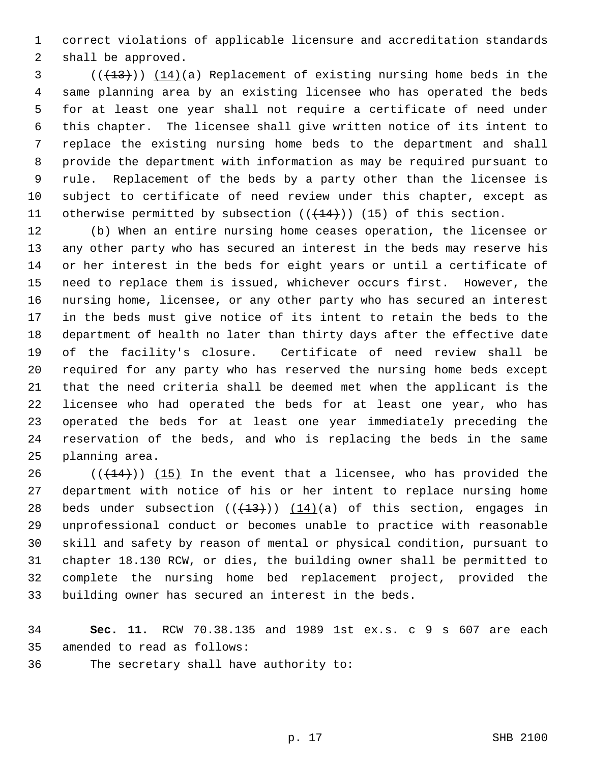correct violations of applicable licensure and accreditation standards shall be approved.

(((13))) (14)(a) Replacement of existing nursing home beds in the same planning area by an existing licensee who has operated the beds for at least one year shall not require a certificate of need under this chapter. The licensee shall give written notice of its intent to replace the existing nursing home beds to the department and shall provide the department with information as may be required pursuant to rule. Replacement of the beds by a party other than the licensee is subject to certificate of need review under this chapter, except as otherwise permitted by subsection (((14))) (15) of this section.

(b) When an entire nursing home ceases operation, the licensee or any other party who has secured an interest in the beds may reserve his or her interest in the beds for eight years or until a certificate of need to replace them is issued, whichever occurs first. However, the nursing home, licensee, or any other party who has secured an interest in the beds must give notice of its intent to retain the beds to the department of health no later than thirty days after the effective date of the facility's closure. Certificate of need review shall be required for any party who has reserved the nursing home beds except that the need criteria shall be deemed met when the applicant is the licensee who had operated the beds for at least one year, who has operated the beds for at least one year immediately preceding the reservation of the beds, and who is replacing the beds in the same planning area.

(((14))) (15) In the event that a licensee, who has provided the department with notice of his or her intent to replace nursing home beds under subsection (((13))) (14)(a) of this section, engages in unprofessional conduct or becomes unable to practice with reasonable skill and safety by reason of mental or physical condition, pursuant to chapter 18.130 RCW, or dies, the building owner shall be permitted to complete the nursing home bed replacement project, provided the building owner has secured an interest in the beds.

**Sec. 11.** RCW 70.38.135 and 1989 1st ex.s. c 9 s 607 are each amended to read as follows:

The secretary shall have authority to: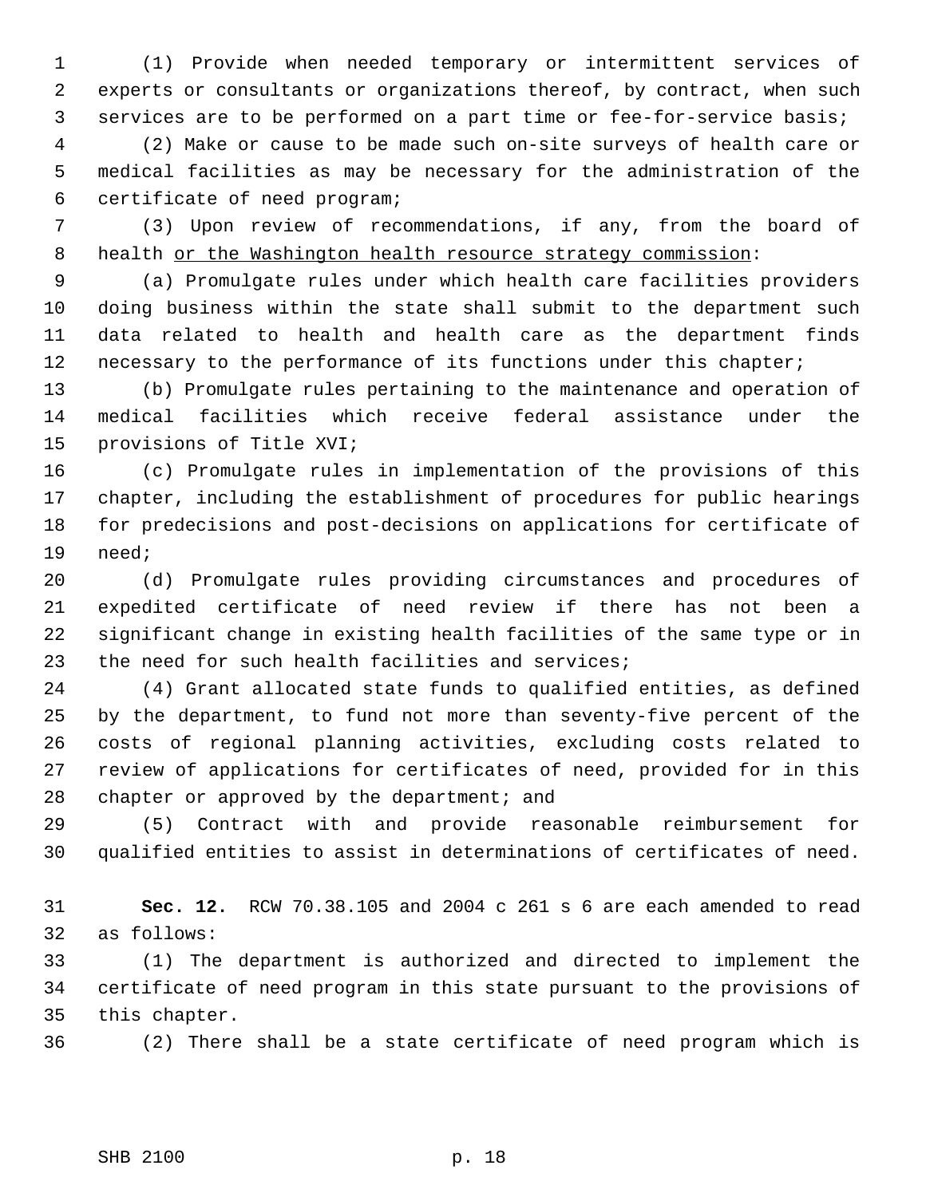(1) Provide when needed temporary or intermittent services of experts or consultants or organizations thereof, by contract, when such services are to be performed on a part time or fee-for-service basis;

(2) Make or cause to be made such on-site surveys of health care or medical facilities as may be necessary for the administration of the certificate of need program;

(3) Upon review of recommendations, if any, from the board of health <u>or the Washington health resource strategy commission</u>:

(a) Promulgate rules under which health care facilities providers doing business within the state shall submit to the department such data related to health and health care as the department finds necessary to the performance of its functions under this chapter;

(b) Promulgate rules pertaining to the maintenance and operation of medical facilities which receive federal assistance under the provisions of Title XVI;

(c) Promulgate rules in implementation of the provisions of this chapter, including the establishment of procedures for public hearings for predecisions and post-decisions on applications for certificate of need;

(d) Promulgate rules providing circumstances and procedures of expedited certificate of need review if there has not been a significant change in existing health facilities of the same type or in the need for such health facilities and services;

(4) Grant allocated state funds to qualified entities, as defined by the department, to fund not more than seventy-five percent of the costs of regional planning activities, excluding costs related to review of applications for certificates of need, provided for in this chapter or approved by the department; and

(5) Contract with and provide reasonable reimbursement for qualified entities to assist in determinations of certificates of need.

**Sec. 12.** RCW 70.38.105 and 2004 c 261 s 6 are each amended to read as follows:

(1) The department is authorized and directed to implement the certificate of need program in this state pursuant to the provisions of this chapter.

(2) There shall be a state certificate of need program which is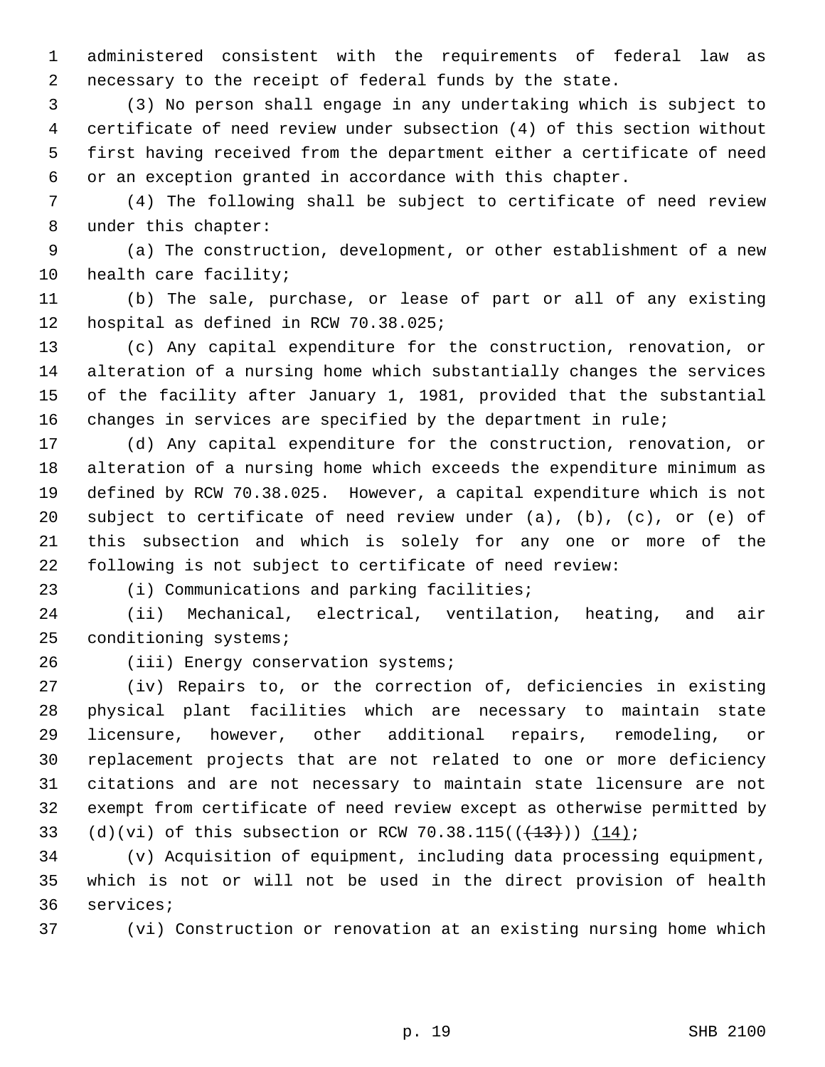administered consistent with the requirements of federal law as necessary to the receipt of federal funds by the state.

(3) No person shall engage in any undertaking which is subject to certificate of need review under subsection (4) of this section without first having received from the department either a certificate of need or an exception granted in accordance with this chapter.

(4) The following shall be subject to certificate of need review under this chapter:

(a) The construction, development, or other establishment of a new health care facility;

(b) The sale, purchase, or lease of part or all of any existing hospital as defined in RCW 70.38.025;

(c) Any capital expenditure for the construction, renovation, or alteration of a nursing home which substantially changes the services of the facility after January 1, 1981, provided that the substantial changes in services are specified by the department in rule;

(d) Any capital expenditure for the construction, renovation, or alteration of a nursing home which exceeds the expenditure minimum as defined by RCW 70.38.025. However, a capital expenditure which is not subject to certificate of need review under (a), (b), (c), or (e) of this subsection and which is solely for any one or more of the following is not subject to certificate of need review:

(i) Communications and parking facilities;

(ii) Mechanical, electrical, ventilation, heating, and air conditioning systems;

(iii) Energy conservation systems;

(iv) Repairs to, or the correction of, deficiencies in existing physical plant facilities which are necessary to maintain state licensure, however, other additional repairs, remodeling, or replacement projects that are not related to one or more deficiency citations and are not necessary to maintain state licensure are not exempt from certificate of need review except as otherwise permitted by (d)(vi) of this subsection or RCW 70.38.115(((13))) (14);

(v) Acquisition of equipment, including data processing equipment, which is not or will not be used in the direct provision of health services;

(vi) Construction or renovation at an existing nursing home which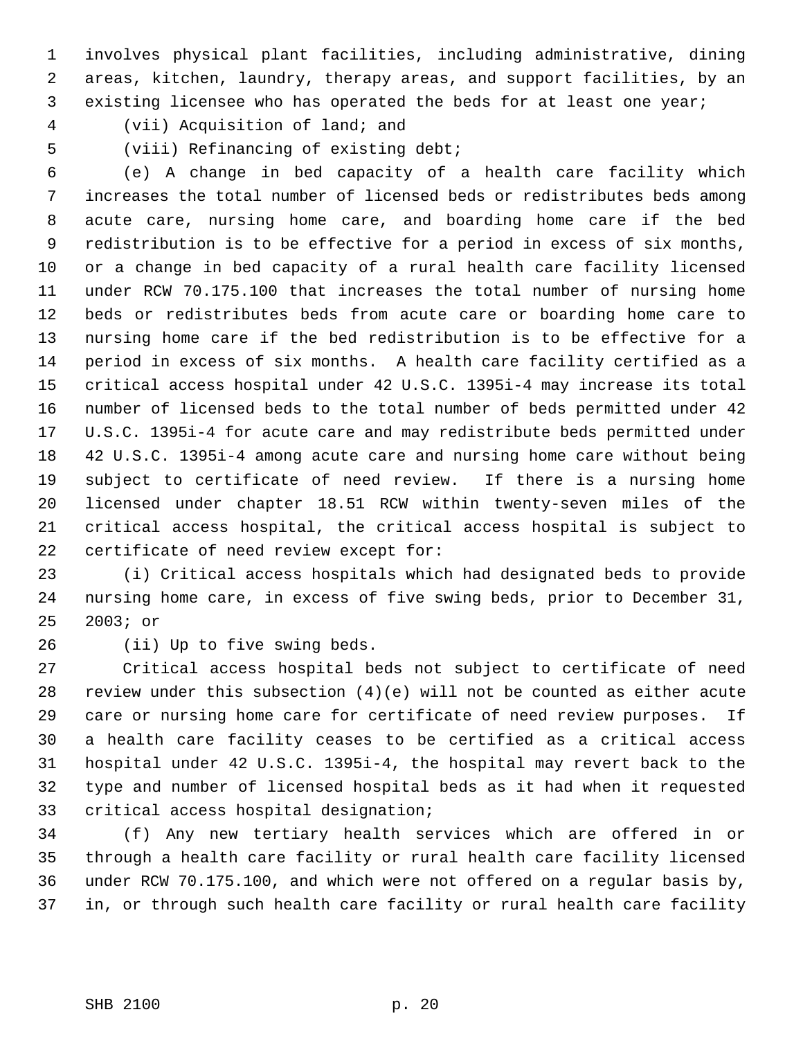involves physical plant facilities, including administrative, dining areas, kitchen, laundry, therapy areas, and support facilities, by an existing licensee who has operated the beds for at least one year;

(vii) Acquisition of land; and

(viii) Refinancing of existing debt;

(e) A change in bed capacity of a health care facility which increases the total number of licensed beds or redistributes beds among acute care, nursing home care, and boarding home care if the bed redistribution is to be effective for a period in excess of six months, or a change in bed capacity of a rural health care facility licensed under RCW 70.175.100 that increases the total number of nursing home beds or redistributes beds from acute care or boarding home care to nursing home care if the bed redistribution is to be effective for a period in excess of six months. A health care facility certified as a critical access hospital under 42 U.S.C. 1395i-4 may increase its total number of licensed beds to the total number of beds permitted under 42 U.S.C. 1395i-4 for acute care and may redistribute beds permitted under 42 U.S.C. 1395i-4 among acute care and nursing home care without being subject to certificate of need review. If there is a nursing home licensed under chapter 18.51 RCW within twenty-seven miles of the critical access hospital, the critical access hospital is subject to certificate of need review except for:

(i) Critical access hospitals which had designated beds to provide nursing home care, in excess of five swing beds, prior to December 31, 2003; or

(ii) Up to five swing beds.

Critical access hospital beds not subject to certificate of need review under this subsection (4)(e) will not be counted as either acute care or nursing home care for certificate of need review purposes. If a health care facility ceases to be certified as a critical access hospital under 42 U.S.C. 1395i-4, the hospital may revert back to the type and number of licensed hospital beds as it had when it requested critical access hospital designation;

(f) Any new tertiary health services which are offered in or through a health care facility or rural health care facility licensed under RCW 70.175.100, and which were not offered on a regular basis by, in, or through such health care facility or rural health care facility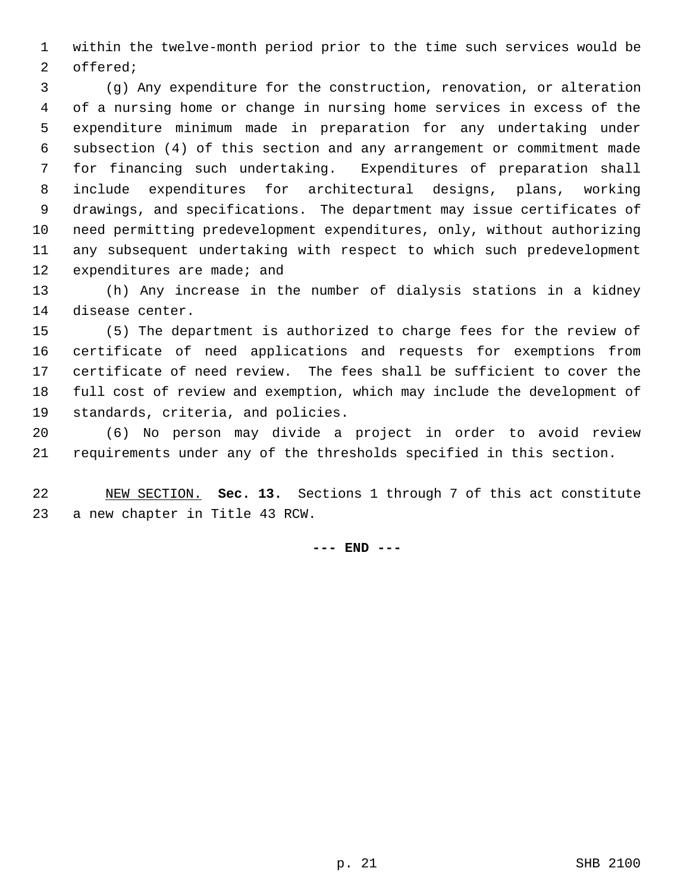within the twelve-month period prior to the time such services would be offered;

(g) Any expenditure for the construction, renovation, or alteration of a nursing home or change in nursing home services in excess of the expenditure minimum made in preparation for any undertaking under subsection (4) of this section and any arrangement or commitment made for financing such undertaking. Expenditures of preparation shall include expenditures for architectural designs, plans, working drawings, and specifications. The department may issue certificates of need permitting predevelopment expenditures, only, without authorizing any subsequent undertaking with respect to which such predevelopment expenditures are made; and

(h) Any increase in the number of dialysis stations in a kidney disease center.

(5) The department is authorized to charge fees for the review of certificate of need applications and requests for exemptions from certificate of need review. The fees shall be sufficient to cover the full cost of review and exemption, which may include the development of standards, criteria, and policies.

(6) No person may divide a project in order to avoid review requirements under any of the thresholds specified in this section.

NEW SECTION. **Sec. 13.** Sections 1 through 7 of this act constitute a new chapter in Title 43 RCW.

**--- END ---**